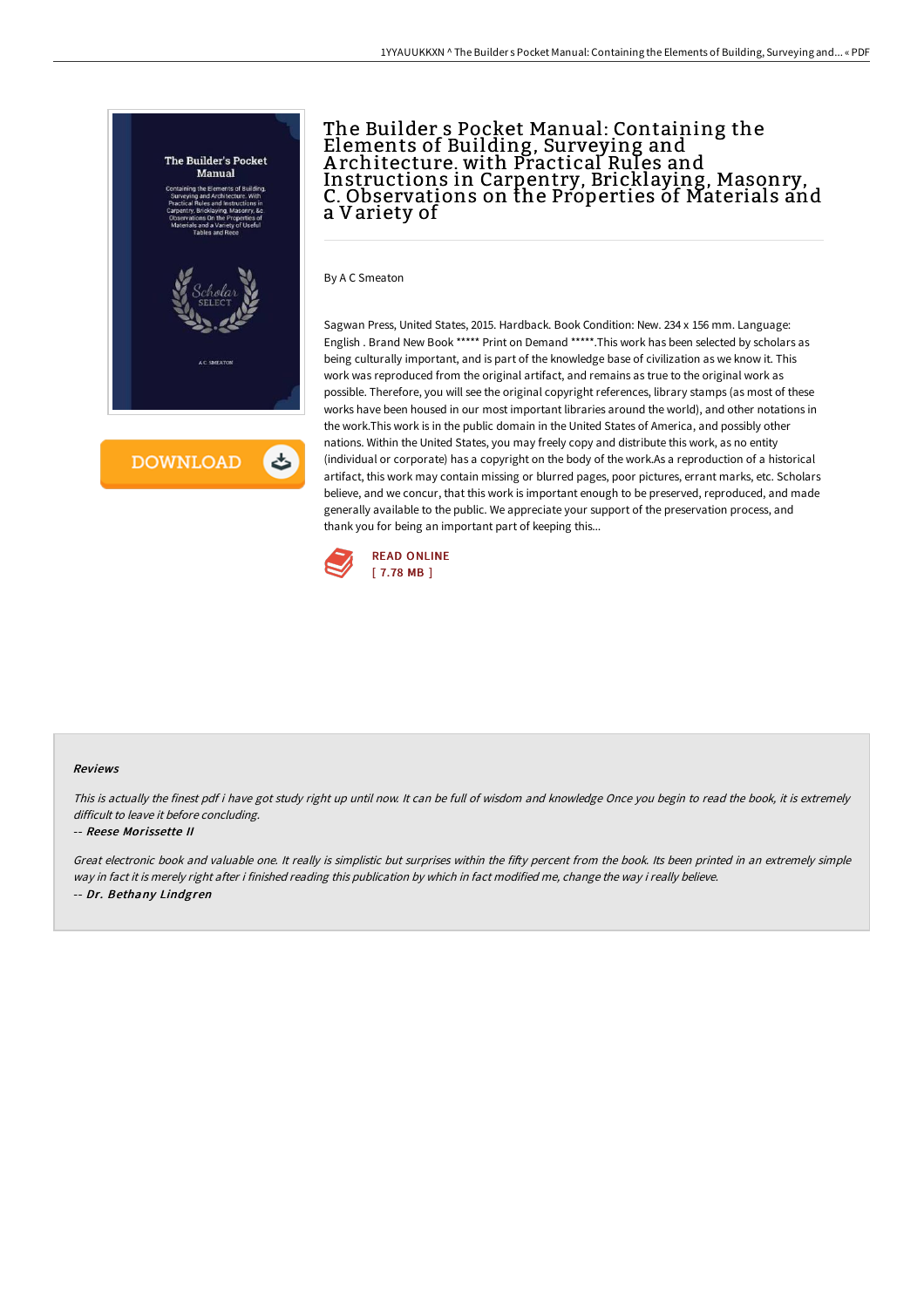# The Builder s Pocket Manual: Containing the Elements of Building, Surveying and Architecture. with Practical Rules and Instructions in Carpentry, Bricklaying, Masonry, C. Observations on the Properties of Materials and a Variety of

By A C Smeaton

Sagwan Press, United States, 2015. Hardback. Book Condition: New. 234 x 156 mm. Language: English . Brand New Book ***** Print on Demand *****.This work has been selected by scholars as being culturally important, and is part of the knowledge base of civilization as we know it. This work was reproduced from the original artifact, and remains as true to the original work as possible. Therefore, you will see the original copyright references, library stamps (as most of these works have been housed in our most important libraries around the world), and other notations in the work.This work is in the public domain in the United States of America, and possibly other nations. Within the United States, you may freely copy and distribute this work, as no entity (individual or corporate) has a copyright on the body of the work.As a reproduction of a historical artifact, this work may contain missing or blurred pages, poor pictures, errant marks, etc. Scholars believe, and we concur, that this work is important enough to be preserved, reproduced, and made generally available to the public. We appreciate your support of the preservation process, and thank you for being an important part of keeping this...

READ ONLINE
[ 7.78 MB ]

#### Reviews

*This is actually the finest pdf i have got study right up until now. It can be full of wisdom and knowledge Once you begin to read the book, it is extremely difficult to leave it before concluding.*

-- ***Reese Morissette II***

*Great electronic book and valuable one. It really is simplistic but surprises within the fifty percent from the book. Its been printed in an extremely simple way in fact it is merely right after i finished reading this publication by which in fact modified me, change the way i really believe.*

-- ***Dr. Bethany Lindgren***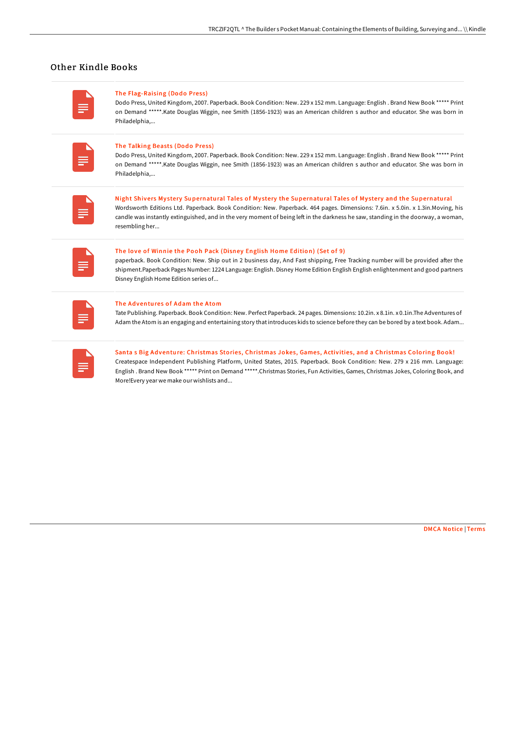## Other Kindle Books

### The Flag-Raising (Dodo Press)

Dodo Press, United Kingdom, 2007. Paperback. Book Condition: New. 229 x 152 mm. Language: English . Brand New Book ***** Print on Demand *****.Kate Douglas Wiggin, nee Smith (1856-1923) was an American children s author and educator. She was born in Philadelphia,...

### The Talking Beasts (Dodo Press)

Dodo Press, United Kingdom, 2007. Paperback. Book Condition: New. 229 x 152 mm. Language: English . Brand New Book ***** Print on Demand *****.Kate Douglas Wiggin, nee Smith (1856-1923) was an American children s author and educator. She was born in Philadelphia,...

### Night Shivers Mystery Supernatural Tales of Mystery the Supernatural Tales of Mystery and the Supernatural

Wordsworth Editions Ltd. Paperback. Book Condition: New. Paperback. 464 pages. Dimensions: 7.6in. x 5.0in. x 1.3in.Moving, his candle was instantly extinguished, and in the very moment of being left in the darkness he saw, standing in the doorway, a woman, resembling her...

### The love of Winnie the Pooh Pack (Disney English Home Edition) (Set of 9)

paperback. Book Condition: New. Ship out in 2 business day, And Fast shipping, Free Tracking number will be provided after the shipment.Paperback Pages Number: 1224 Language: English. Disney Home Edition English English enlightenment and good partners Disney English Home Edition series of...

### The Adventures of Adam the Atom

Tate Publishing. Paperback. Book Condition: New. Perfect Paperback. 24 pages. Dimensions: 10.2in. x 8.1in. x 0.1in.The Adventures of Adam the Atom is an engaging and entertaining story that introduces kids to science before they can be bored by a text book. Adam...

### Santa s Big Adventure: Christmas Stories, Christmas Jokes, Games, Activities, and a Christmas Coloring Book!

Createspace Independent Publishing Platform, United States, 2015. Paperback. Book Condition: New. 279 x 216 mm. Language: English . Brand New Book ***** Print on Demand *****.Christmas Stories, Fun Activities, Games, Christmas Jokes, Coloring Book, and More!Every year we make our wishlists and...

DMCA Notice | Terms